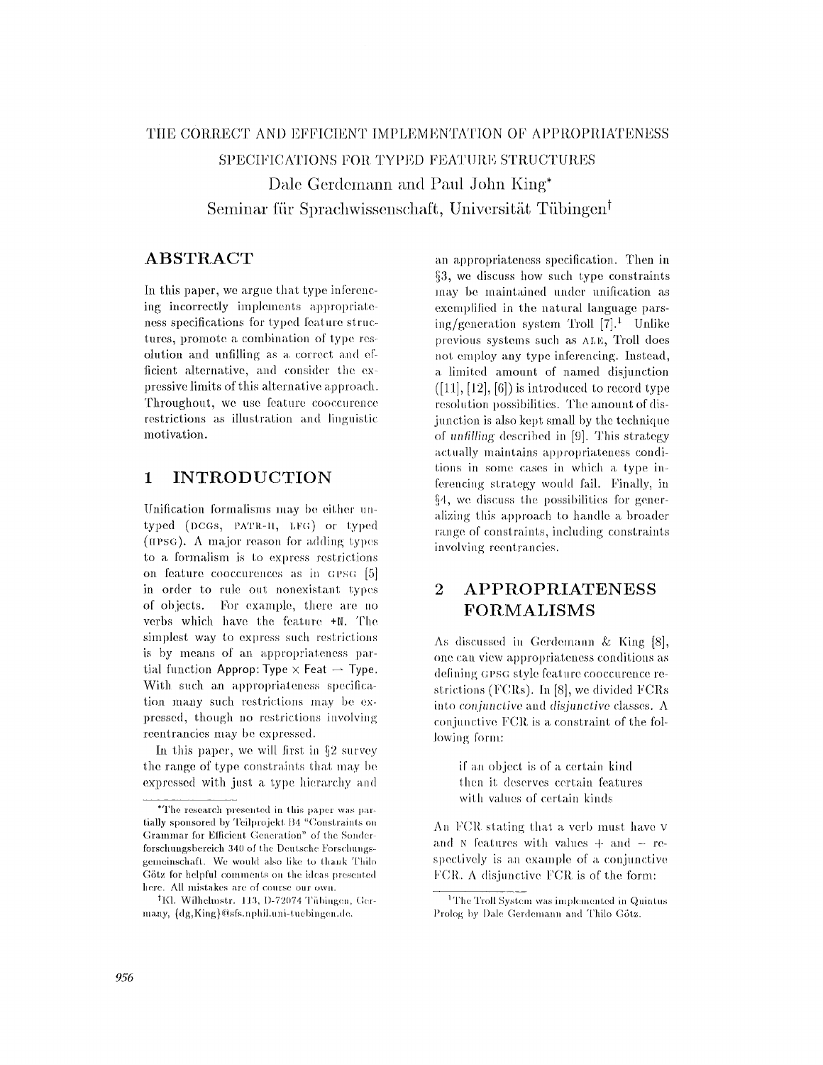# THE CORRECT AND EFFICIENT IMPLEMENTATION OF APPROPRIATENESS SPECIFICATIONS FOR TYPED FEATURE STRUCTURES

Dale Gerdemann and Paul John King*

Seminar für Sprachwissenschaft, Universität Tübingen†

## ABSTRACT

In this paper, we argue that type inferencing incorrectly implements appropriateness specifications for typed feature structures, promote a combination of type resolution and unfilling as a correct and efficient alternative, and consider the expressive limits of this alternative approach. Throughout, we use feature cooccurence restrictions as illustration and linguistic motivation.

## 1 INTRODUCTION

Unification formalisms may be either untyped (DCGs, PATR-II, LFG) or typed (HPSG). A major reason for adding types to a formalism is to express restrictions on feature cooccurences as in GPSG [5] in order to rule out nonexistant types of objects. For example, there are no verbs which have the feature **+N**. The simplest way to express such restrictions is by means of an appropriateness partial function Approp: Type × Feat → Type. With such an appropriateness specification many such restrictions may be expressed, though no restrictions involving reentrancies may be expressed.

In this paper, we will first in §2 survey the range of type constraints that may be expressed with just a type hierarchy and an appropriateness specification. Then in §3, we discuss how such type constraints may be maintained under unification as exemplified in the natural language parsing/generation system Troll [7].[1] Unlike previous systems such as ALE, Troll does not employ any type inferencing. Instead, a limited amount of named disjunction ([11], [12], [6]) is introduced to record type resolution possibilities. The amount of disjunction is also kept small by the technique of *unfilling* described in [9]. This strategy actually maintains appropriateness conditions in some cases in which a type inferencing strategy would fail. Finally, in §4, we discuss the possibilities for generalizing this approach to handle a broader range of constraints, including constraints involving reentrancies.

## 2 APPROPRIATENESS FORMALISMS

As discussed in Gerdemann & King [8], one can view appropriateness conditions as defining GPSG style feature cooccurence restrictions (FCRs). In [8], we divided FCRs into *conjunctive* and *disjunctive* classes. A conjunctive FCR is a constraint of the following form:

> if an object is of a certain kind
> then it deserves certain features
> with values of certain kinds

An FCR stating that a verb must have V and N features with values + and − respectively is an example of a conjunctive FCR. A disjunctive FCR is of the form:

---

*The research presented in this paper was partially sponsored by Teilprojekt B4 "Constraints on Grammar for Efficient Generation" of the Sonderforschungsbereich 340 of the Deutsche Forschungsgemeinschaft. We would also like to thank Thilo Götz for helpful comments on the ideas presented here. All mistakes are of course our own.

†Kl. Wilhelmstr. 113, D-72074 Tübingen, Germany, {dg,King}@sfs.nphil.uni-tuebingen.de.

[1] The Troll System was implemented in Quintus Prolog by Dale Gerdemann and Thilo Götz.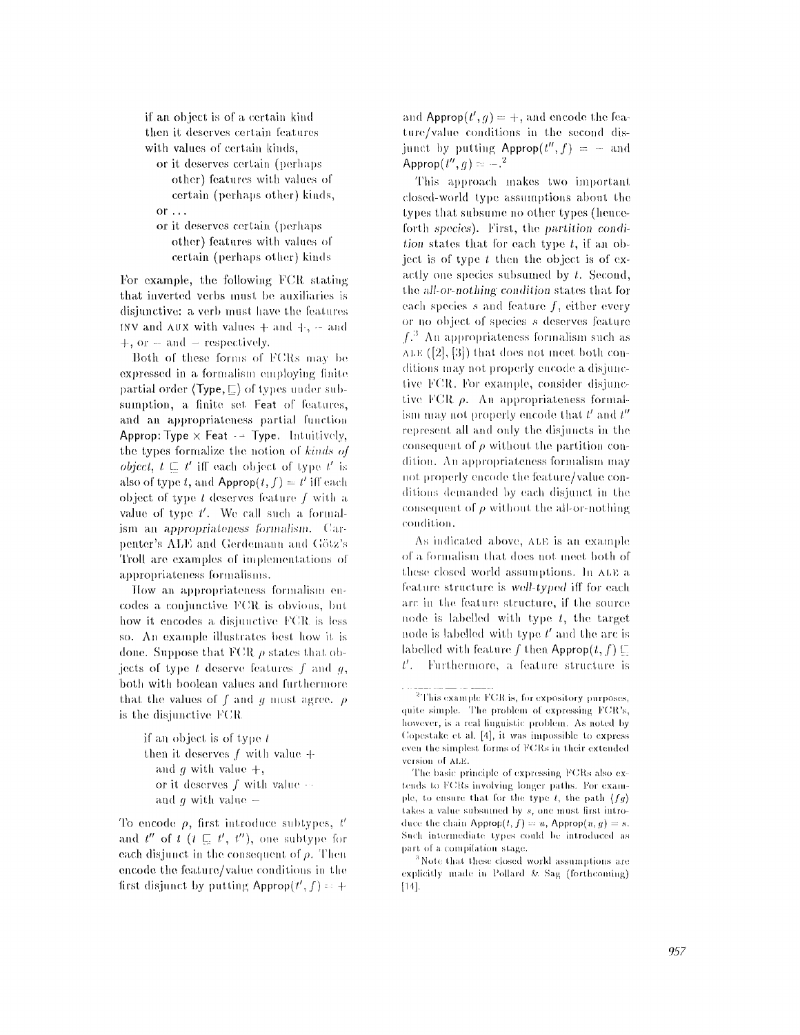if an object is of a certain kind
then it deserves certain features
with values of certain kinds,
  or it deserves certain (perhaps
    other) features with values of
    certain (perhaps other) kinds,
  or ...
  or it deserves certain (perhaps
    other) features with values of
    certain (perhaps other) kinds

For example, the following FCR stating that inverted verbs must be auxiliaries is disjunctive: a verb must have the features INV and AUX with values + and +, − and +, or − and − respectively.

Both of these forms of FCRs may be expressed in a formalism employing finite partial order $(\mathsf{Type}, \sqsubseteq)$ of types under subsumption, a finite set $\mathsf{Feat}$ of features, and an appropriateness partial function $\mathsf{Approp}: \mathsf{Type} \times \mathsf{Feat} \rightharpoonup \mathsf{Type}$. Intuitively, the types formalize the notion of *kinds of object*, $t \sqsubseteq t'$ iff each object of type $t'$ is also of type $t$, and $\mathsf{Approp}(t, f) = t'$ iff each object of type $t$ deserves feature $f$ with a value of type $t'$. We call such a formalism an *appropriateness formalism*. Carpenter's ALE and Gerdemann and Götz's Troll are examples of implementations of appropriateness formalisms.

How an appropriateness formalism encodes a conjunctive FCR is obvious, but how it encodes a disjunctive FCR is less so. An example illustrates best how it is done. Suppose that FCR $\rho$ states that objects of type $t$ deserve features $f$ and $g$, both with boolean values and furthermore that the values of $f$ and $g$ must agree. $\rho$ is the disjunctive FCR

if an object is of type $t$
then it deserves $f$ with value +
  and $g$ with value +,
  or it deserves $f$ with value −
  and $g$ with value −

To encode $\rho$, first introduce subtypes, $t'$ and $t''$ of $t$ ($t \sqsubseteq t', t''$), one subtype for each disjunct in the consequent of $\rho$. Then encode the feature/value conditions in the first disjunct by putting $\mathsf{Approp}(t', f) = +$ and $\mathsf{Approp}(t', g) = +$, and encode the feature/value conditions in the second disjunct by putting $\mathsf{Approp}(t'', f) = -$ and $\mathsf{Approp}(t'', g) = -$.[2]

This approach makes two important closed-world type assumptions about the types that subsume no other types (henceforth *species*). First, the *partition condition* states that for each type $t$, if an object is of type $t$ then the object is of exactly one species subsumed by $t$. Second, the *all-or-nothing condition* states that for each species $s$ and feature $f$, either every or no object of species $s$ deserves feature $f$.[3] An appropriateness formalism such as ALE ([2], [3]) that does not meet both conditions may not properly encode a disjunctive FCR. For example, consider disjunctive FCR $\rho$. An appropriateness formalism may not properly encode that $t'$ and $t''$ represent all and only the disjuncts in the consequent of $\rho$ without the partition condition. An appropriateness formalism may not properly encode the feature/value conditions demanded by each disjunct in the consequent of $\rho$ without the all-or-nothing condition.

As indicated above, ALE is an example of a formalism that does not meet both of these closed world assumptions. In ALE a feature structure is *well-typed* iff for each arc in the feature structure, if the source node is labelled with type $t$, the target node is labelled with type $t'$ and the arc is labelled with feature $f$ then $\mathsf{Approp}(t, f) \sqsubseteq t'$. Furthermore, a feature structure is

[2] This example FCR is, for expository purposes, quite simple. The problem of expressing FCR's, however, is a real linguistic problem. As noted by Copestake et al. [4], it was impossible to express even the simplest forms of FCRs in their extended version of ALE.

The basic principle of expressing FCRs also extends to FCRs involving longer paths. For example, to ensure that for the type $t$, the path $\langle fg \rangle$ takes a value subsumed by $s$, one must first introduce the chain $\mathsf{Approp}(t, f) = u$, $\mathsf{Approp}(u, g) = s$. Such intermediate types could be introduced as part of a compilation stage.

[3] Note that these closed world assumptions are explicitly made in Pollard & Sag (forthcoming) [14].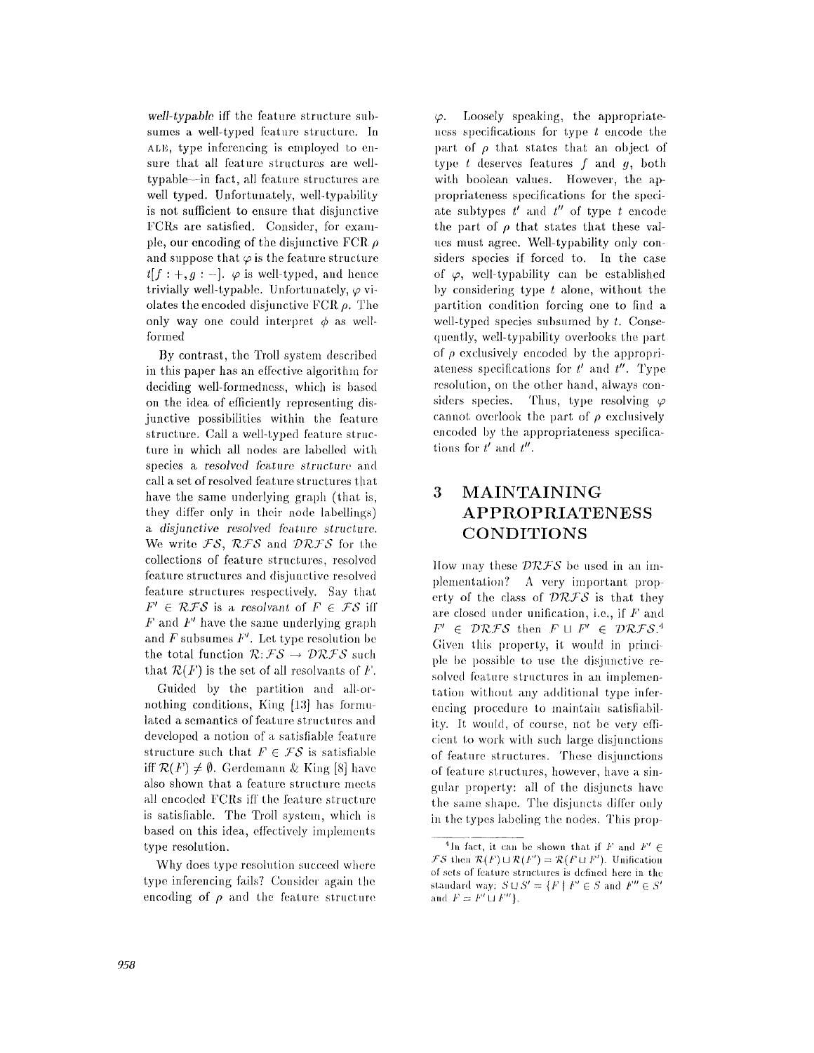*well-typable* iff the feature structure subsumes a well-typed feature structure. In ALE, type inferencing is employed to ensure that all feature structures are well-typable—in fact, all feature structures are well typed. Unfortunately, well-typability is not sufficient to ensure that disjunctive FCRs are satisfied. Consider, for example, our encoding of the disjunctive FCR $\rho$ and suppose that $\varphi$ is the feature structure $t[f:+, g:-]$. $\varphi$ is well-typed, and hence trivially well-typable. Unfortunately, $\varphi$ violates the encoded disjunctive FCR $\rho$. The only way one could interpret $\phi$ as well-formed

By contrast, the Troll system described in this paper has an effective algorithm for deciding well-formedness, which is based on the idea of efficiently representing disjunctive possibilities within the feature structure. Call a well-typed feature structure in which all nodes are labelled with species a *resolved feature structure* and call a set of resolved feature structures that have the same underlying graph (that is, they differ only in their node labellings) a *disjunctive resolved feature structure*. We write $\mathcal{FS}$, $\mathcal{RFS}$ and $\mathcal{DRFS}$ for the collections of feature structures, resolved feature structures and disjunctive resolved feature structures respectively. Say that $F' \in \mathcal{RFS}$ is a *resolvant* of $F \in \mathcal{FS}$ iff $F$ and $F'$ have the same underlying graph and $F$ subsumes $F'$. Let type resolution be the total function $\mathcal{R}: \mathcal{FS} \rightarrow \mathcal{DRFS}$ such that $\mathcal{R}(F)$ is the set of all resolvants of $F$.

Guided by the partition and all-or-nothing conditions, King [13] has formulated a semantics of feature structures and developed a notion of a satisfiable feature structure such that $F \in \mathcal{FS}$ is satisfiable iff $\mathcal{R}(F) \neq \emptyset$. Gerdemann & King [8] have also shown that a feature structure meets all encoded FCRs iff the feature structure is satisfiable. The Troll system, which is based on this idea, effectively implements type resolution.

Why does type resolution succeed where type inferencing fails? Consider again the encoding of $\rho$ and the feature structure $\varphi$. Loosely speaking, the appropriateness specifications for type $t$ encode the part of $\rho$ that states that an object of type $t$ deserves features $f$ and $g$, both with boolean values. However, the appropriateness specifications for the speciate subtypes $t'$ and $t''$ of type $t$ encode the part of $\rho$ that states that these values must agree. Well-typability only considers species if forced to. In the case of $\varphi$, well-typability can be established by considering type $t$ alone, without the partition condition forcing one to find a well-typed species subsumed by $t$. Consequently, well-typability overlooks the part of $\rho$ exclusively encoded by the appropriateness specifications for $t'$ and $t''$. Type resolution, on the other hand, always considers species. Thus, type resolving $\varphi$ cannot overlook the part of $\rho$ exclusively encoded by the appropriateness specifications for $t'$ and $t''$.

# 3 MAINTAINING APPROPRIATENESS CONDITIONS

How may these $\mathcal{DRFS}$ be used in an implementation? A very important property of the class of $\mathcal{DRFS}$ is that they are closed under unification, i.e., if $F$ and $F' \in \mathcal{DRFS}$ then $F \sqcup F' \in \mathcal{DRFS}$.[4] Given this property, it would in principle be possible to use the disjunctive resolved feature structures in an implementation without any additional type inferencing procedure to maintain satisfiability. It would, of course, not be very efficient to work with such large disjunctions of feature structures. These disjunctions of feature structures, however, have a singular property: all of the disjuncts have the same shape. The disjuncts differ only in the types labeling the nodes. This prop-

[4] In fact, it can be shown that if $F$ and $F' \in \mathcal{FS}$ then $\mathcal{R}(F) \sqcup \mathcal{R}(F') = \mathcal{R}(F \sqcup F')$. Unification of sets of feature structures is defined here in the standard way: $S \sqcup S' = \{F \mid F' \in S \text{ and } F'' \in S' \text{ and } F = F' \sqcup F''\}$.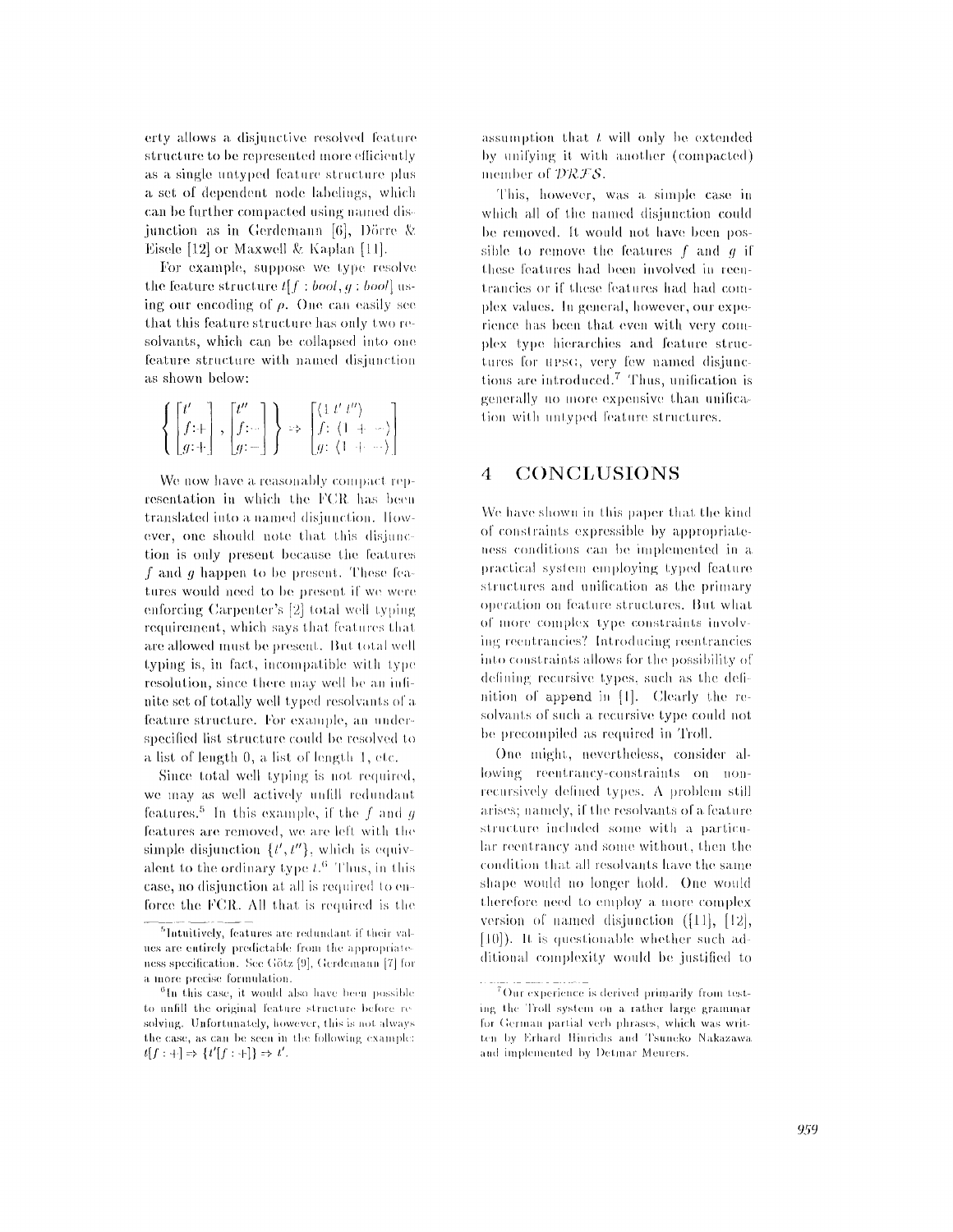erty allows a disjunctive resolved feature structure to be represented more efficiently as a single untyped feature structure plus a set of dependent node labelings, which can be further compacted using named disjunction as in Gerdemann [6], Dörre & Eisele [12] or Maxwell & Kaplan [11].

For example, suppose we type resolve the feature structure $t[f : bool, g : bool]$ using our encoding of $\rho$. One can easily see that this feature structure has only two resolvants, which can be collapsed into one feature structure with named disjunction as shown below:

$$\left\{ \begin{bmatrix} t' \\ f{:}+ \\ g{:}+ \end{bmatrix}, \begin{bmatrix} t'' \\ f{:}- \\ g{:}- \end{bmatrix} \right\} \Rightarrow \begin{bmatrix} \langle 1\ t'\ t'' \rangle \\ f{:}\ \langle 1\ +\ - \rangle \\ g{:}\ \langle 1\ +\ - \rangle \end{bmatrix}$$

We now have a reasonably compact representation in which the FCR has been translated into a named disjunction. However, one should note that this disjunction is only present because the features $f$ and $g$ happen to be present. These features would need to be present if we were enforcing Carpenter's [2] total well typing requirement, which says that features that are allowed must be present. But total well typing is, in fact, incompatible with type resolution, since there may well be an infinite set of totally well typed resolvants of a feature structure. For example, an underspecified list structure could be resolved to a list of length 0, a list of length 1, etc.

Since total well typing is not required, we may as well actively unfill redundant features.[5] In this example, if the $f$ and $g$ features are removed, we are left with the simple disjunction $\{t', t''\}$, which is equivalent to the ordinary type $t$.[6] Thus, in this case, no disjunction at all is required to enforce the FCR. All that is required is the assumption that $t$ will only be extended by unifying it with another (compacted) member of $\mathcal{DRFS}$.

This, however, was a simple case in which all of the named disjunction could be removed. It would not have been possible to remove the features $f$ and $g$ if these features had been involved in reentrancies or if these features had had complex values. In general, however, our experience has been that even with very complex type hierarchies and feature structures for HPSG, very few named disjunctions are introduced.[7] Thus, unification is generally no more expensive than unification with untyped feature structures.

## 4 CONCLUSIONS

We have shown in this paper that the kind of constraints expressible by appropriateness conditions can be implemented in a practical system employing typed feature structures and unification as the primary operation on feature structures. But what of more complex type constraints involving reentrancies? Introducing reentrancies into constraints allows for the possibility of defining recursive types, such as the definition of append in [1]. Clearly the resolvants of such a recursive type could not be precompiled as required in Troll.

One might, nevertheless, consider allowing reentrancy-constraints on nonrecursively defined types. A problem still arises; namely, if the resolvants of a feature structure included some with a particular reentrancy and some without, then the condition that all resolvants have the same shape would no longer hold. One would therefore need to employ a more complex version of named disjunction ([11], [12], [10]). It is questionable whether such additional complexity would be justified to

---

[5] Intuitively, features are redundant if their values are entirely predictable from the appropriateness specification. See Götz [9], Gerdemann [7] for a more precise formulation.

[6] In this case, it would also have been possible to unfill the original feature structure before resolving. Unfortunately, however, this is not always the case, as can be seen in the following example: $t[f : +] \Rightarrow \{t'[f : +]\} \Rightarrow t'$.

[7] Our experience is derived primarily from testing the Troll system on a rather large grammar for German partial verb phrases, which was written by Erhard Hinrichs and Tsuneko Nakazawa and implemented by Detmar Meurers.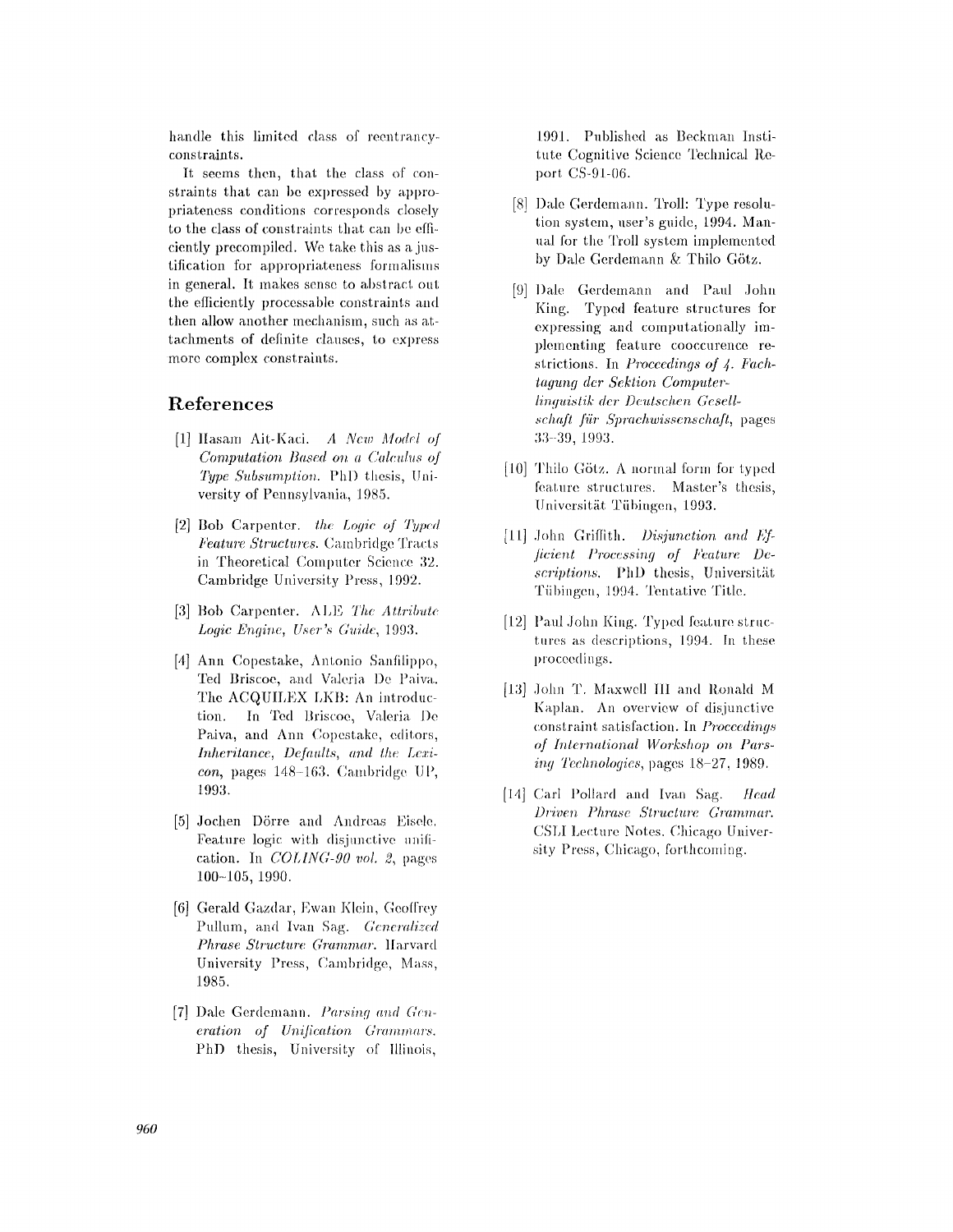handle this limited class of reentrancy-constraints.

It seems then, that the class of constraints that can be expressed by appropriateness conditions corresponds closely to the class of constraints that can be efficiently precompiled. We take this as a justification for appropriateness formalisms in general. It makes sense to abstract out the efficiently processable constraints and then allow another mechanism, such as attachments of definite clauses, to express more complex constraints.

## References

[1] Hasam Ait-Kaci. *A New Model of Computation Based on a Calculus of Type Subsumption*. PhD thesis, University of Pennsylvania, 1985.

[2] Bob Carpenter. *the Logic of Typed Feature Structures*. Cambridge Tracts in Theoretical Computer Science 32. Cambridge University Press, 1992.

[3] Bob Carpenter. ALE *The Attribute Logic Engine, User's Guide*, 1993.

[4] Ann Copestake, Antonio Sanfilippo, Ted Briscoe, and Valeria De Paiva. The ACQUILEX LKB: An introduction. In Ted Briscoe, Valeria De Paiva, and Ann Copestake, editors, *Inheritance, Defaults, and the Lexicon*, pages 148–163. Cambridge UP, 1993.

[5] Jochen Dörre and Andreas Eisele. Feature logic with disjunctive unification. In *COLING-90 vol. 2*, pages 100–105, 1990.

[6] Gerald Gazdar, Ewan Klein, Geoffrey Pullum, and Ivan Sag. *Generalized Phrase Structure Grammar*. Harvard University Press, Cambridge, Mass, 1985.

[7] Dale Gerdemann. *Parsing and Generation of Unification Grammars*. PhD thesis, University of Illinois, 1991. Published as Beckman Institute Cognitive Science Technical Report CS-91-06.

[8] Dale Gerdemann. Troll: Type resolution system, user's guide, 1994. Manual for the Troll system implemented by Dale Gerdemann & Thilo Götz.

[9] Dale Gerdemann and Paul John King. Typed feature structures for expressing and computationally implementing feature cooccurence restrictions. In *Proceedings of 4. Fachtagung der Sektion Computerlinguistik der Deutschen Gesellschaft für Sprachwissenschaft*, pages 33–39, 1993.

[10] Thilo Götz. A normal form for typed feature structures. Master's thesis, Universität Tübingen, 1993.

[11] John Griffith. *Disjunction and Efficient Processing of Feature Descriptions*. PhD thesis, Universität Tübingen, 1994. Tentative Title.

[12] Paul John King. Typed feature structures as descriptions, 1994. In these proceedings.

[13] John T. Maxwell III and Ronald M Kaplan. An overview of disjunctive constraint satisfaction. In *Proceedings of International Workshop on Parsing Technologies*, pages 18–27, 1989.

[14] Carl Pollard and Ivan Sag. *Head Driven Phrase Structure Grammar*. CSLI Lecture Notes. Chicago University Press, Chicago, forthcoming.